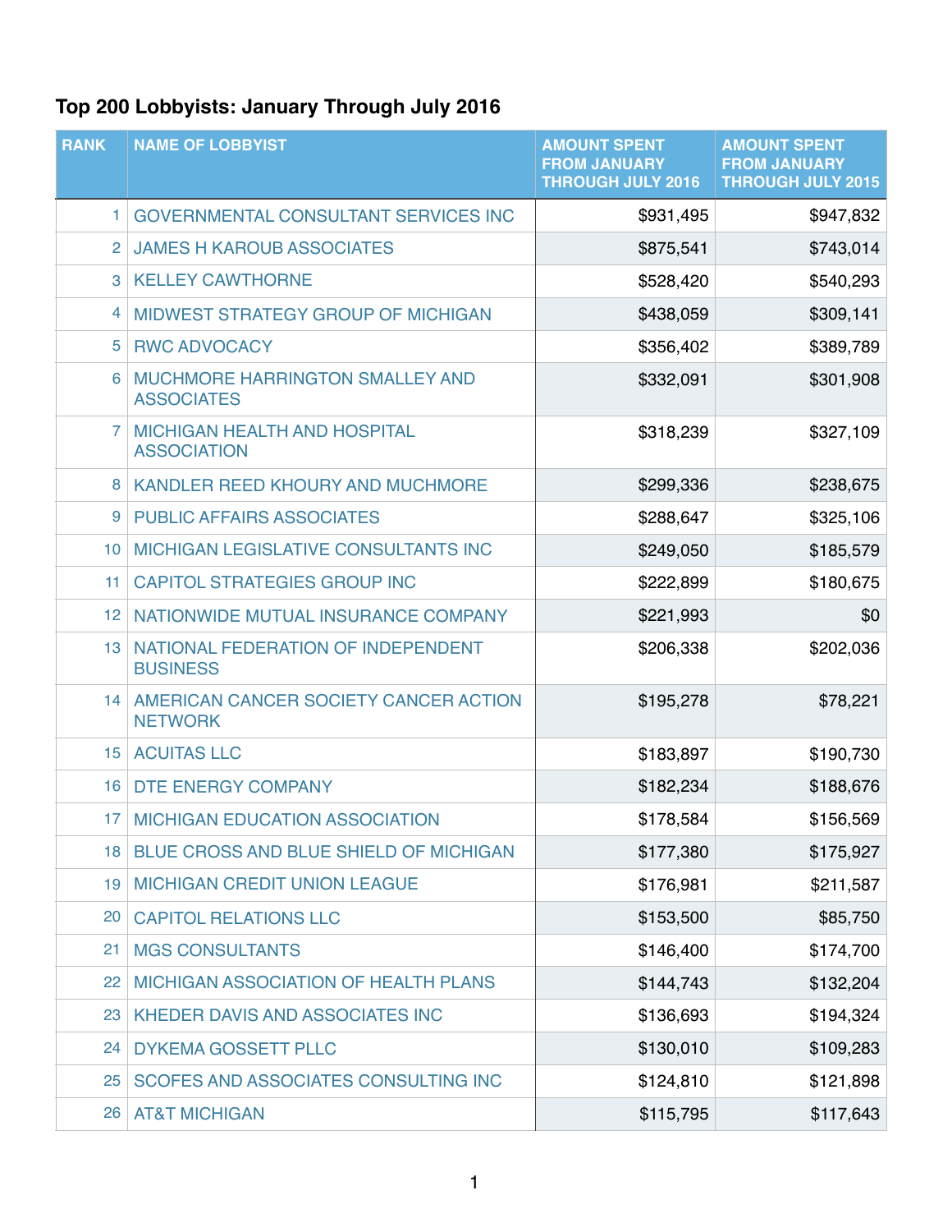## Top 200 Lobbyists: January Through July 2016

| RANK | NAME OF LOBBYIST | AMOUNT SPENT FROM JANUARY THROUGH JULY 2016 | AMOUNT SPENT FROM JANUARY THROUGH JULY 2015 |
|---|---|---|---|
| 1 | GOVERNMENTAL CONSULTANT SERVICES INC | $931,495 | $947,832 |
| 2 | JAMES H KAROUB ASSOCIATES | $875,541 | $743,014 |
| 3 | KELLEY CAWTHORNE | $528,420 | $540,293 |
| 4 | MIDWEST STRATEGY GROUP OF MICHIGAN | $438,059 | $309,141 |
| 5 | RWC ADVOCACY | $356,402 | $389,789 |
| 6 | MUCHMORE HARRINGTON SMALLEY AND ASSOCIATES | $332,091 | $301,908 |
| 7 | MICHIGAN HEALTH AND HOSPITAL ASSOCIATION | $318,239 | $327,109 |
| 8 | KANDLER REED KHOURY AND MUCHMORE | $299,336 | $238,675 |
| 9 | PUBLIC AFFAIRS ASSOCIATES | $288,647 | $325,106 |
| 10 | MICHIGAN LEGISLATIVE CONSULTANTS INC | $249,050 | $185,579 |
| 11 | CAPITOL STRATEGIES GROUP INC | $222,899 | $180,675 |
| 12 | NATIONWIDE MUTUAL INSURANCE COMPANY | $221,993 | $0 |
| 13 | NATIONAL FEDERATION OF INDEPENDENT BUSINESS | $206,338 | $202,036 |
| 14 | AMERICAN CANCER SOCIETY CANCER ACTION NETWORK | $195,278 | $78,221 |
| 15 | ACUITAS LLC | $183,897 | $190,730 |
| 16 | DTE ENERGY COMPANY | $182,234 | $188,676 |
| 17 | MICHIGAN EDUCATION ASSOCIATION | $178,584 | $156,569 |
| 18 | BLUE CROSS AND BLUE SHIELD OF MICHIGAN | $177,380 | $175,927 |
| 19 | MICHIGAN CREDIT UNION LEAGUE | $176,981 | $211,587 |
| 20 | CAPITOL RELATIONS LLC | $153,500 | $85,750 |
| 21 | MGS CONSULTANTS | $146,400 | $174,700 |
| 22 | MICHIGAN ASSOCIATION OF HEALTH PLANS | $144,743 | $132,204 |
| 23 | KHEDER DAVIS AND ASSOCIATES INC | $136,693 | $194,324 |
| 24 | DYKEMA GOSSETT PLLC | $130,010 | $109,283 |
| 25 | SCOFES AND ASSOCIATES CONSULTING INC | $124,810 | $121,898 |
| 26 | AT&T MICHIGAN | $115,795 | $117,643 |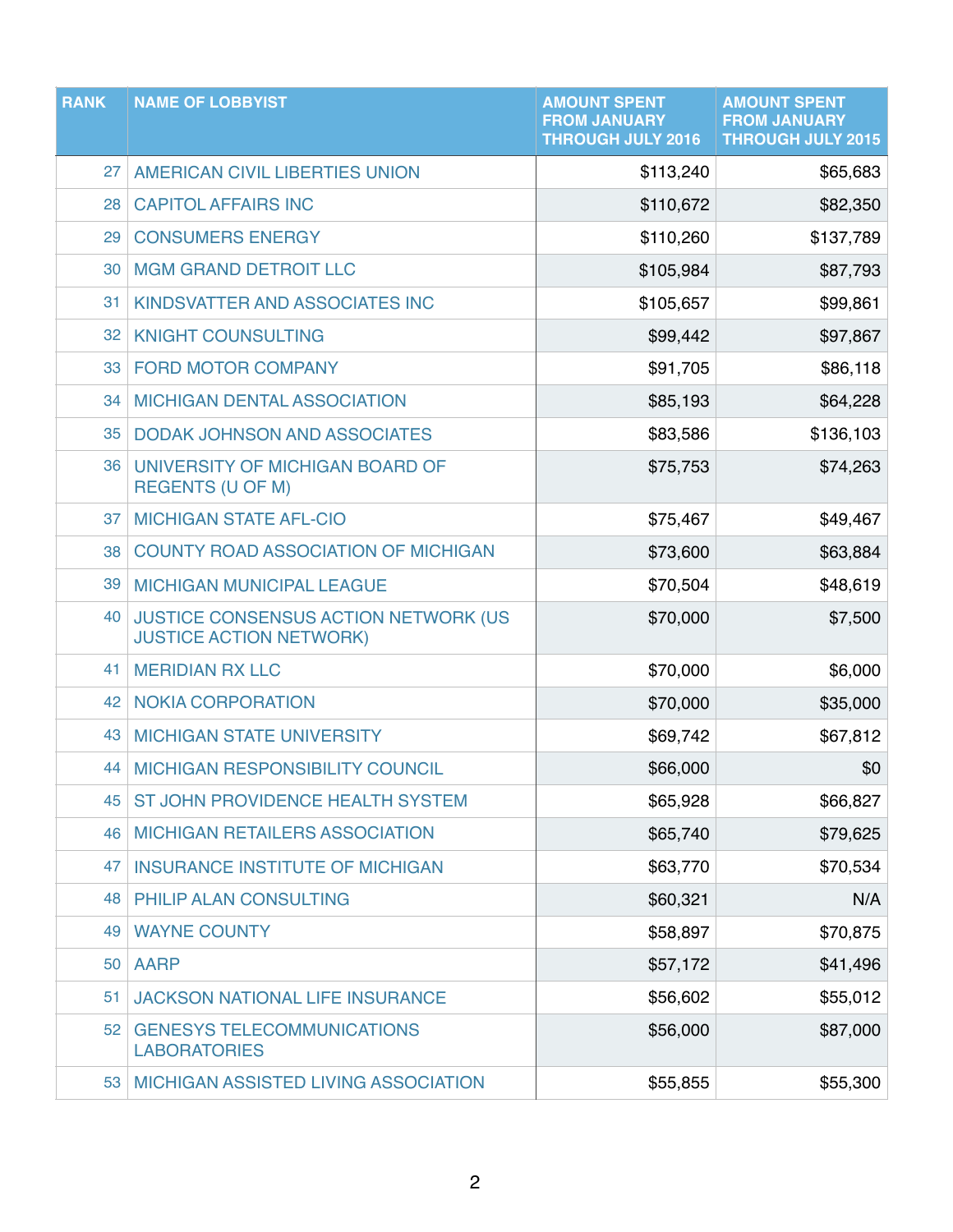| RANK | NAME OF LOBBYIST | AMOUNT SPENT FROM JANUARY THROUGH JULY 2016 | AMOUNT SPENT FROM JANUARY THROUGH JULY 2015 |
|---|---|---|---|
| 27 | AMERICAN CIVIL LIBERTIES UNION | $113,240 | $65,683 |
| 28 | CAPITOL AFFAIRS INC | $110,672 | $82,350 |
| 29 | CONSUMERS ENERGY | $110,260 | $137,789 |
| 30 | MGM GRAND DETROIT LLC | $105,984 | $87,793 |
| 31 | KINDSVATTER AND ASSOCIATES INC | $105,657 | $99,861 |
| 32 | KNIGHT COUNSULTING | $99,442 | $97,867 |
| 33 | FORD MOTOR COMPANY | $91,705 | $86,118 |
| 34 | MICHIGAN DENTAL ASSOCIATION | $85,193 | $64,228 |
| 35 | DODAK JOHNSON AND ASSOCIATES | $83,586 | $136,103 |
| 36 | UNIVERSITY OF MICHIGAN BOARD OF REGENTS (U OF M) | $75,753 | $74,263 |
| 37 | MICHIGAN STATE AFL-CIO | $75,467 | $49,467 |
| 38 | COUNTY ROAD ASSOCIATION OF MICHIGAN | $73,600 | $63,884 |
| 39 | MICHIGAN MUNICIPAL LEAGUE | $70,504 | $48,619 |
| 40 | JUSTICE CONSENSUS ACTION NETWORK (US JUSTICE ACTION NETWORK) | $70,000 | $7,500 |
| 41 | MERIDIAN RX LLC | $70,000 | $6,000 |
| 42 | NOKIA CORPORATION | $70,000 | $35,000 |
| 43 | MICHIGAN STATE UNIVERSITY | $69,742 | $67,812 |
| 44 | MICHIGAN RESPONSIBILITY COUNCIL | $66,000 | $0 |
| 45 | ST JOHN PROVIDENCE HEALTH SYSTEM | $65,928 | $66,827 |
| 46 | MICHIGAN RETAILERS ASSOCIATION | $65,740 | $79,625 |
| 47 | INSURANCE INSTITUTE OF MICHIGAN | $63,770 | $70,534 |
| 48 | PHILIP ALAN CONSULTING | $60,321 | N/A |
| 49 | WAYNE COUNTY | $58,897 | $70,875 |
| 50 | AARP | $57,172 | $41,496 |
| 51 | JACKSON NATIONAL LIFE INSURANCE | $56,602 | $55,012 |
| 52 | GENESYS TELECOMMUNICATIONS LABORATORIES | $56,000 | $87,000 |
| 53 | MICHIGAN ASSISTED LIVING ASSOCIATION | $55,855 | $55,300 |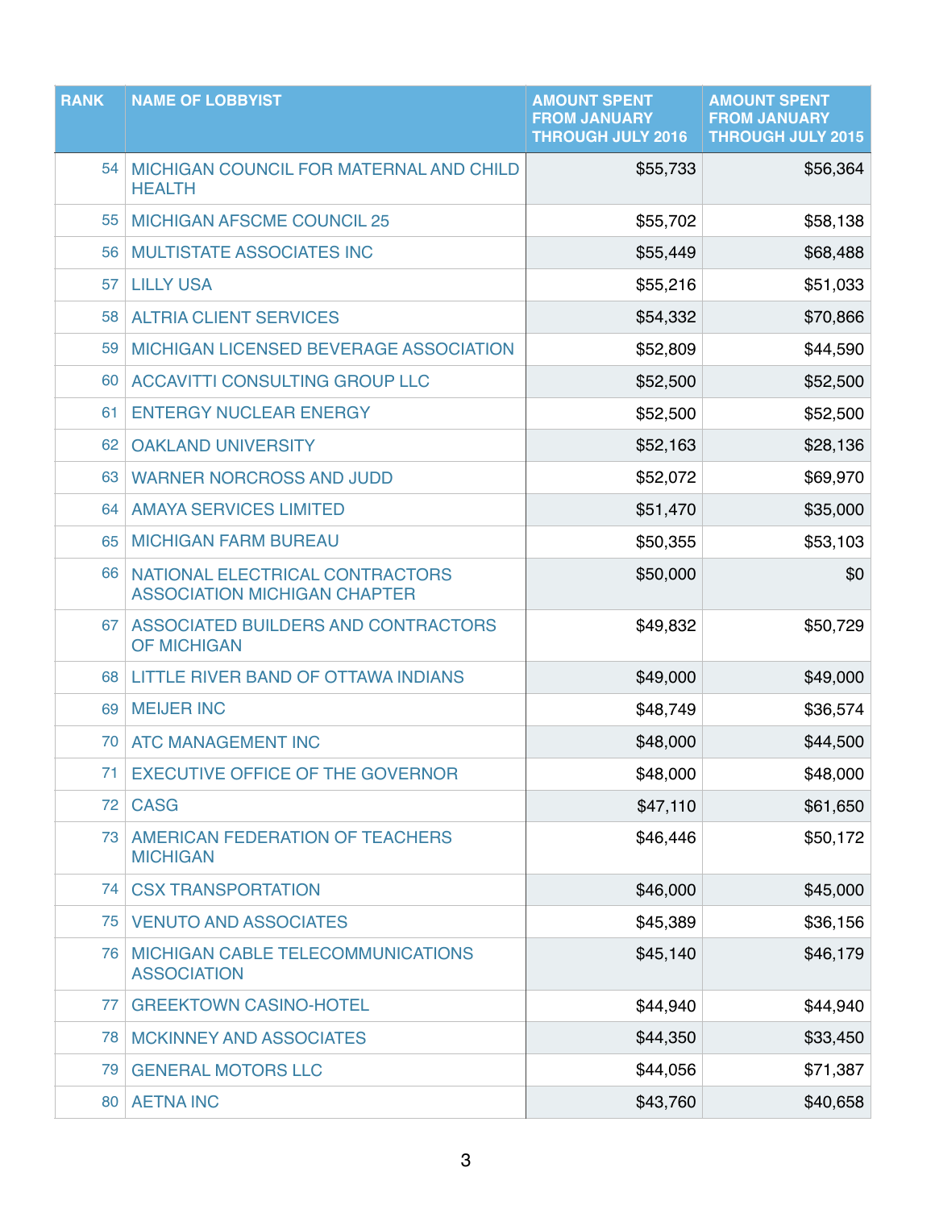| RANK | NAME OF LOBBYIST | AMOUNT SPENT FROM JANUARY THROUGH JULY 2016 | AMOUNT SPENT FROM JANUARY THROUGH JULY 2015 |
|---|---|---|---|
| 54 | MICHIGAN COUNCIL FOR MATERNAL AND CHILD HEALTH | $55,733 | $56,364 |
| 55 | MICHIGAN AFSCME COUNCIL 25 | $55,702 | $58,138 |
| 56 | MULTISTATE ASSOCIATES INC | $55,449 | $68,488 |
| 57 | LILLY USA | $55,216 | $51,033 |
| 58 | ALTRIA CLIENT SERVICES | $54,332 | $70,866 |
| 59 | MICHIGAN LICENSED BEVERAGE ASSOCIATION | $52,809 | $44,590 |
| 60 | ACCAVITTI CONSULTING GROUP LLC | $52,500 | $52,500 |
| 61 | ENTERGY NUCLEAR ENERGY | $52,500 | $52,500 |
| 62 | OAKLAND UNIVERSITY | $52,163 | $28,136 |
| 63 | WARNER NORCROSS AND JUDD | $52,072 | $69,970 |
| 64 | AMAYA SERVICES LIMITED | $51,470 | $35,000 |
| 65 | MICHIGAN FARM BUREAU | $50,355 | $53,103 |
| 66 | NATIONAL ELECTRICAL CONTRACTORS ASSOCIATION MICHIGAN CHAPTER | $50,000 | $0 |
| 67 | ASSOCIATED BUILDERS AND CONTRACTORS OF MICHIGAN | $49,832 | $50,729 |
| 68 | LITTLE RIVER BAND OF OTTAWA INDIANS | $49,000 | $49,000 |
| 69 | MEIJER INC | $48,749 | $36,574 |
| 70 | ATC MANAGEMENT INC | $48,000 | $44,500 |
| 71 | EXECUTIVE OFFICE OF THE GOVERNOR | $48,000 | $48,000 |
| 72 | CASG | $47,110 | $61,650 |
| 73 | AMERICAN FEDERATION OF TEACHERS MICHIGAN | $46,446 | $50,172 |
| 74 | CSX TRANSPORTATION | $46,000 | $45,000 |
| 75 | VENUTO AND ASSOCIATES | $45,389 | $36,156 |
| 76 | MICHIGAN CABLE TELECOMMUNICATIONS ASSOCIATION | $45,140 | $46,179 |
| 77 | GREEKTOWN CASINO-HOTEL | $44,940 | $44,940 |
| 78 | MCKINNEY AND ASSOCIATES | $44,350 | $33,450 |
| 79 | GENERAL MOTORS LLC | $44,056 | $71,387 |
| 80 | AETNA INC | $43,760 | $40,658 |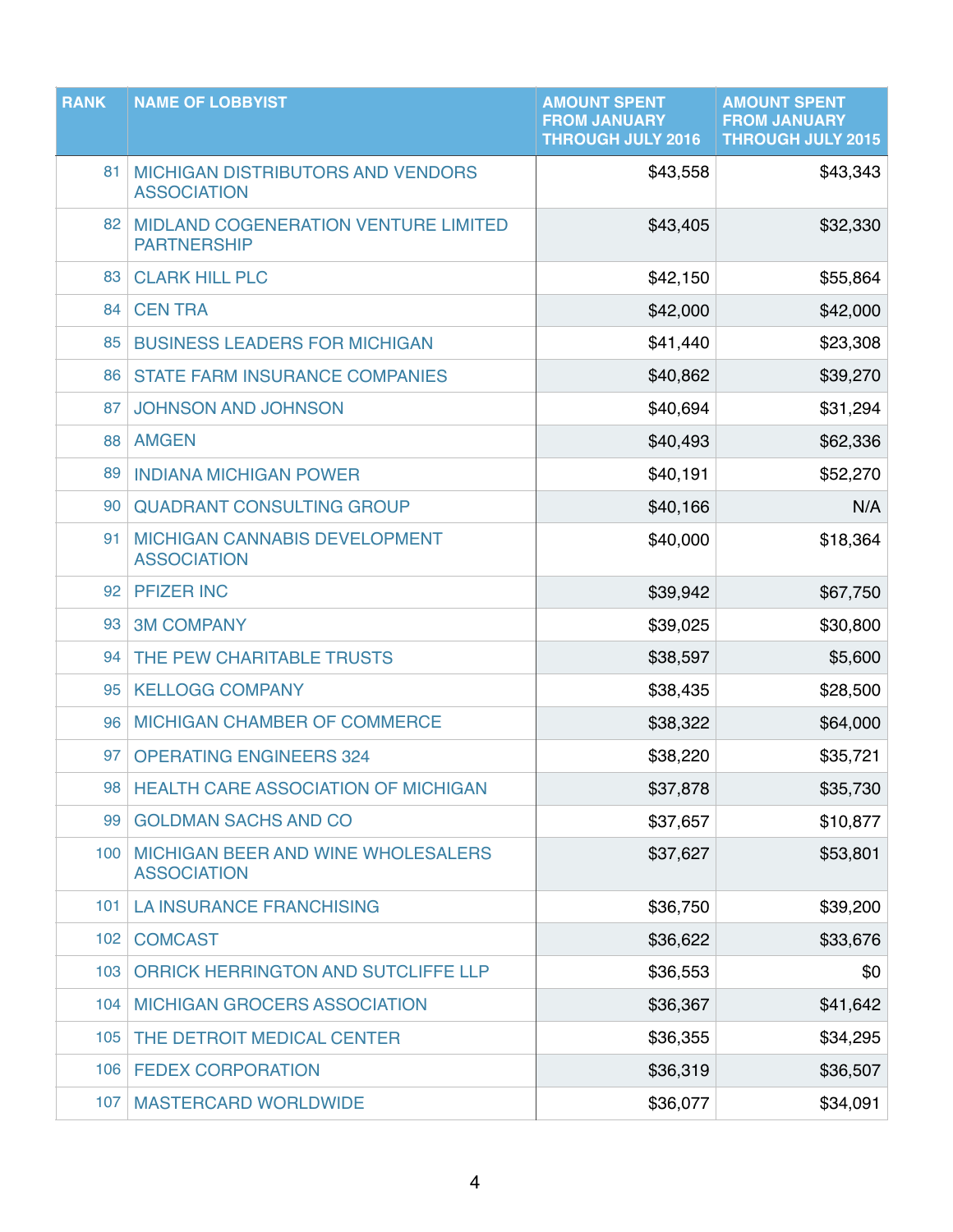| RANK | NAME OF LOBBYIST | AMOUNT SPENT FROM JANUARY THROUGH JULY 2016 | AMOUNT SPENT FROM JANUARY THROUGH JULY 2015 |
|---|---|---|---|
| 81 | MICHIGAN DISTRIBUTORS AND VENDORS ASSOCIATION | $43,558 | $43,343 |
| 82 | MIDLAND COGENERATION VENTURE LIMITED PARTNERSHIP | $43,405 | $32,330 |
| 83 | CLARK HILL PLC | $42,150 | $55,864 |
| 84 | CEN TRA | $42,000 | $42,000 |
| 85 | BUSINESS LEADERS FOR MICHIGAN | $41,440 | $23,308 |
| 86 | STATE FARM INSURANCE COMPANIES | $40,862 | $39,270 |
| 87 | JOHNSON AND JOHNSON | $40,694 | $31,294 |
| 88 | AMGEN | $40,493 | $62,336 |
| 89 | INDIANA MICHIGAN POWER | $40,191 | $52,270 |
| 90 | QUADRANT CONSULTING GROUP | $40,166 | N/A |
| 91 | MICHIGAN CANNABIS DEVELOPMENT ASSOCIATION | $40,000 | $18,364 |
| 92 | PFIZER INC | $39,942 | $67,750 |
| 93 | 3M COMPANY | $39,025 | $30,800 |
| 94 | THE PEW CHARITABLE TRUSTS | $38,597 | $5,600 |
| 95 | KELLOGG COMPANY | $38,435 | $28,500 |
| 96 | MICHIGAN CHAMBER OF COMMERCE | $38,322 | $64,000 |
| 97 | OPERATING ENGINEERS 324 | $38,220 | $35,721 |
| 98 | HEALTH CARE ASSOCIATION OF MICHIGAN | $37,878 | $35,730 |
| 99 | GOLDMAN SACHS AND CO | $37,657 | $10,877 |
| 100 | MICHIGAN BEER AND WINE WHOLESALERS ASSOCIATION | $37,627 | $53,801 |
| 101 | LA INSURANCE FRANCHISING | $36,750 | $39,200 |
| 102 | COMCAST | $36,622 | $33,676 |
| 103 | ORRICK HERRINGTON AND SUTCLIFFE LLP | $36,553 | $0 |
| 104 | MICHIGAN GROCERS ASSOCIATION | $36,367 | $41,642 |
| 105 | THE DETROIT MEDICAL CENTER | $36,355 | $34,295 |
| 106 | FEDEX CORPORATION | $36,319 | $36,507 |
| 107 | MASTERCARD WORLDWIDE | $36,077 | $34,091 |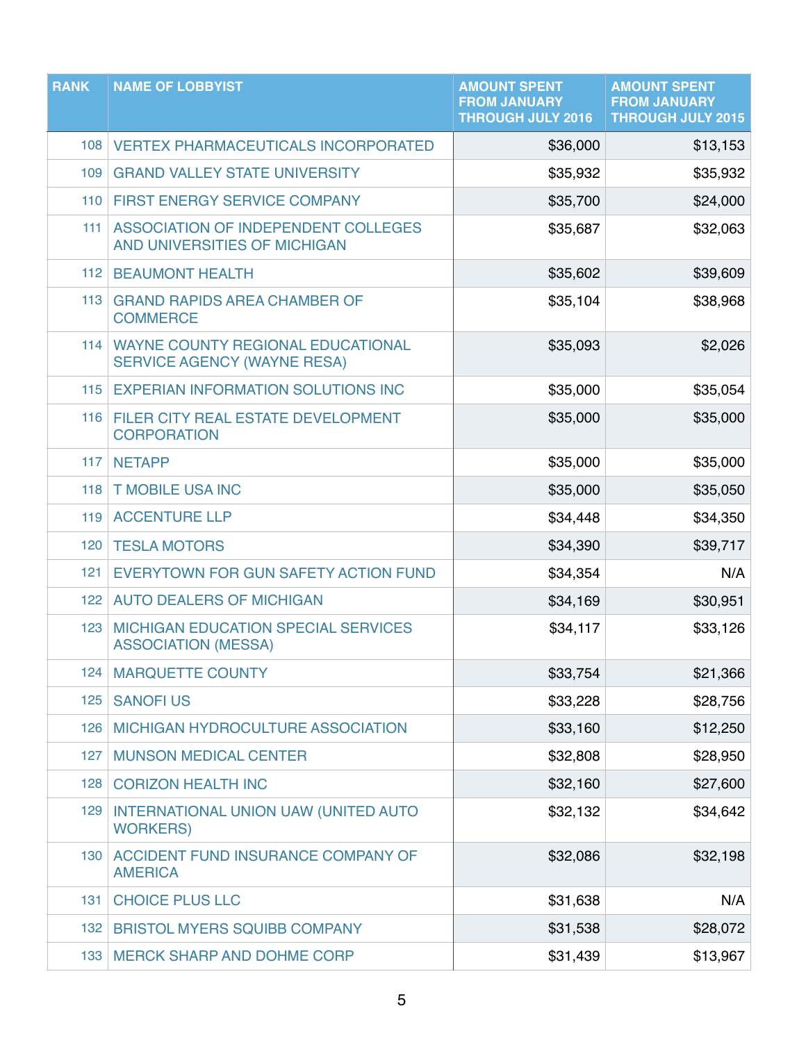| RANK | NAME OF LOBBYIST | AMOUNT SPENT FROM JANUARY THROUGH JULY 2016 | AMOUNT SPENT FROM JANUARY THROUGH JULY 2015 |
|---|---|---|---|
| 108 | VERTEX PHARMACEUTICALS INCORPORATED | $36,000 | $13,153 |
| 109 | GRAND VALLEY STATE UNIVERSITY | $35,932 | $35,932 |
| 110 | FIRST ENERGY SERVICE COMPANY | $35,700 | $24,000 |
| 111 | ASSOCIATION OF INDEPENDENT COLLEGES AND UNIVERSITIES OF MICHIGAN | $35,687 | $32,063 |
| 112 | BEAUMONT HEALTH | $35,602 | $39,609 |
| 113 | GRAND RAPIDS AREA CHAMBER OF COMMERCE | $35,104 | $38,968 |
| 114 | WAYNE COUNTY REGIONAL EDUCATIONAL SERVICE AGENCY (WAYNE RESA) | $35,093 | $2,026 |
| 115 | EXPERIAN INFORMATION SOLUTIONS INC | $35,000 | $35,054 |
| 116 | FILER CITY REAL ESTATE DEVELOPMENT CORPORATION | $35,000 | $35,000 |
| 117 | NETAPP | $35,000 | $35,000 |
| 118 | T MOBILE USA INC | $35,000 | $35,050 |
| 119 | ACCENTURE LLP | $34,448 | $34,350 |
| 120 | TESLA MOTORS | $34,390 | $39,717 |
| 121 | EVERYTOWN FOR GUN SAFETY ACTION FUND | $34,354 | N/A |
| 122 | AUTO DEALERS OF MICHIGAN | $34,169 | $30,951 |
| 123 | MICHIGAN EDUCATION SPECIAL SERVICES ASSOCIATION (MESSA) | $34,117 | $33,126 |
| 124 | MARQUETTE COUNTY | $33,754 | $21,366 |
| 125 | SANOFI US | $33,228 | $28,756 |
| 126 | MICHIGAN HYDROCULTURE ASSOCIATION | $33,160 | $12,250 |
| 127 | MUNSON MEDICAL CENTER | $32,808 | $28,950 |
| 128 | CORIZON HEALTH INC | $32,160 | $27,600 |
| 129 | INTERNATIONAL UNION UAW (UNITED AUTO WORKERS) | $32,132 | $34,642 |
| 130 | ACCIDENT FUND INSURANCE COMPANY OF AMERICA | $32,086 | $32,198 |
| 131 | CHOICE PLUS LLC | $31,638 | N/A |
| 132 | BRISTOL MYERS SQUIBB COMPANY | $31,538 | $28,072 |
| 133 | MERCK SHARP AND DOHME CORP | $31,439 | $13,967 |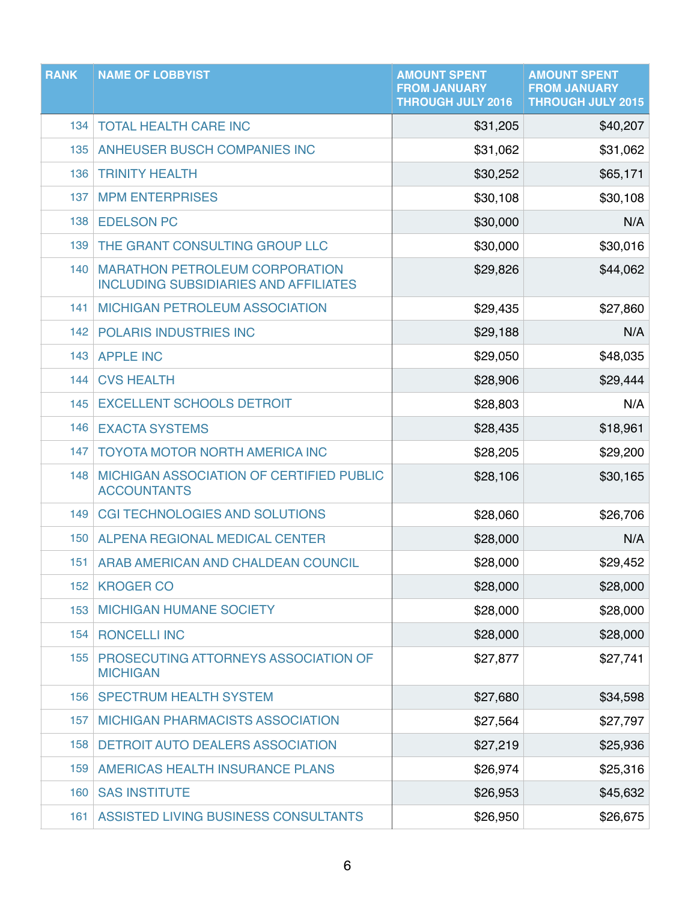| RANK | NAME OF LOBBYIST | AMOUNT SPENT FROM JANUARY THROUGH JULY 2016 | AMOUNT SPENT FROM JANUARY THROUGH JULY 2015 |
|---|---|---|---|
| 134 | TOTAL HEALTH CARE INC | $31,205 | $40,207 |
| 135 | ANHEUSER BUSCH COMPANIES INC | $31,062 | $31,062 |
| 136 | TRINITY HEALTH | $30,252 | $65,171 |
| 137 | MPM ENTERPRISES | $30,108 | $30,108 |
| 138 | EDELSON PC | $30,000 | N/A |
| 139 | THE GRANT CONSULTING GROUP LLC | $30,000 | $30,016 |
| 140 | MARATHON PETROLEUM CORPORATION INCLUDING SUBSIDIARIES AND AFFILIATES | $29,826 | $44,062 |
| 141 | MICHIGAN PETROLEUM ASSOCIATION | $29,435 | $27,860 |
| 142 | POLARIS INDUSTRIES INC | $29,188 | N/A |
| 143 | APPLE INC | $29,050 | $48,035 |
| 144 | CVS HEALTH | $28,906 | $29,444 |
| 145 | EXCELLENT SCHOOLS DETROIT | $28,803 | N/A |
| 146 | EXACTA SYSTEMS | $28,435 | $18,961 |
| 147 | TOYOTA MOTOR NORTH AMERICA INC | $28,205 | $29,200 |
| 148 | MICHIGAN ASSOCIATION OF CERTIFIED PUBLIC ACCOUNTANTS | $28,106 | $30,165 |
| 149 | CGI TECHNOLOGIES AND SOLUTIONS | $28,060 | $26,706 |
| 150 | ALPENA REGIONAL MEDICAL CENTER | $28,000 | N/A |
| 151 | ARAB AMERICAN AND CHALDEAN COUNCIL | $28,000 | $29,452 |
| 152 | KROGER CO | $28,000 | $28,000 |
| 153 | MICHIGAN HUMANE SOCIETY | $28,000 | $28,000 |
| 154 | RONCELLI INC | $28,000 | $28,000 |
| 155 | PROSECUTING ATTORNEYS ASSOCIATION OF MICHIGAN | $27,877 | $27,741 |
| 156 | SPECTRUM HEALTH SYSTEM | $27,680 | $34,598 |
| 157 | MICHIGAN PHARMACISTS ASSOCIATION | $27,564 | $27,797 |
| 158 | DETROIT AUTO DEALERS ASSOCIATION | $27,219 | $25,936 |
| 159 | AMERICAS HEALTH INSURANCE PLANS | $26,974 | $25,316 |
| 160 | SAS INSTITUTE | $26,953 | $45,632 |
| 161 | ASSISTED LIVING BUSINESS CONSULTANTS | $26,950 | $26,675 |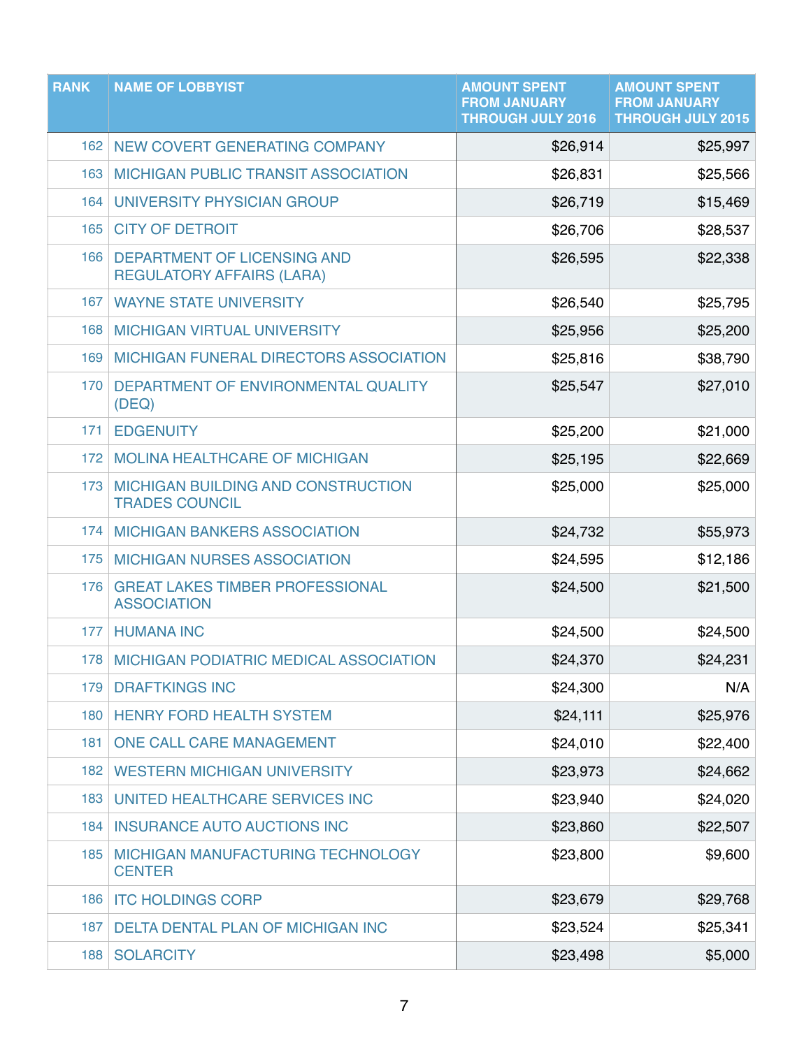| RANK | NAME OF LOBBYIST | AMOUNT SPENT FROM JANUARY THROUGH JULY 2016 | AMOUNT SPENT FROM JANUARY THROUGH JULY 2015 |
|---|---|---|---|
| 162 | NEW COVERT GENERATING COMPANY | $26,914 | $25,997 |
| 163 | MICHIGAN PUBLIC TRANSIT ASSOCIATION | $26,831 | $25,566 |
| 164 | UNIVERSITY PHYSICIAN GROUP | $26,719 | $15,469 |
| 165 | CITY OF DETROIT | $26,706 | $28,537 |
| 166 | DEPARTMENT OF LICENSING AND REGULATORY AFFAIRS (LARA) | $26,595 | $22,338 |
| 167 | WAYNE STATE UNIVERSITY | $26,540 | $25,795 |
| 168 | MICHIGAN VIRTUAL UNIVERSITY | $25,956 | $25,200 |
| 169 | MICHIGAN FUNERAL DIRECTORS ASSOCIATION | $25,816 | $38,790 |
| 170 | DEPARTMENT OF ENVIRONMENTAL QUALITY (DEQ) | $25,547 | $27,010 |
| 171 | EDGENUITY | $25,200 | $21,000 |
| 172 | MOLINA HEALTHCARE OF MICHIGAN | $25,195 | $22,669 |
| 173 | MICHIGAN BUILDING AND CONSTRUCTION TRADES COUNCIL | $25,000 | $25,000 |
| 174 | MICHIGAN BANKERS ASSOCIATION | $24,732 | $55,973 |
| 175 | MICHIGAN NURSES ASSOCIATION | $24,595 | $12,186 |
| 176 | GREAT LAKES TIMBER PROFESSIONAL ASSOCIATION | $24,500 | $21,500 |
| 177 | HUMANA INC | $24,500 | $24,500 |
| 178 | MICHIGAN PODIATRIC MEDICAL ASSOCIATION | $24,370 | $24,231 |
| 179 | DRAFTKINGS INC | $24,300 | N/A |
| 180 | HENRY FORD HEALTH SYSTEM | $24,111 | $25,976 |
| 181 | ONE CALL CARE MANAGEMENT | $24,010 | $22,400 |
| 182 | WESTERN MICHIGAN UNIVERSITY | $23,973 | $24,662 |
| 183 | UNITED HEALTHCARE SERVICES INC | $23,940 | $24,020 |
| 184 | INSURANCE AUTO AUCTIONS INC | $23,860 | $22,507 |
| 185 | MICHIGAN MANUFACTURING TECHNOLOGY CENTER | $23,800 | $9,600 |
| 186 | ITC HOLDINGS CORP | $23,679 | $29,768 |
| 187 | DELTA DENTAL PLAN OF MICHIGAN INC | $23,524 | $25,341 |
| 188 | SOLARCITY | $23,498 | $5,000 |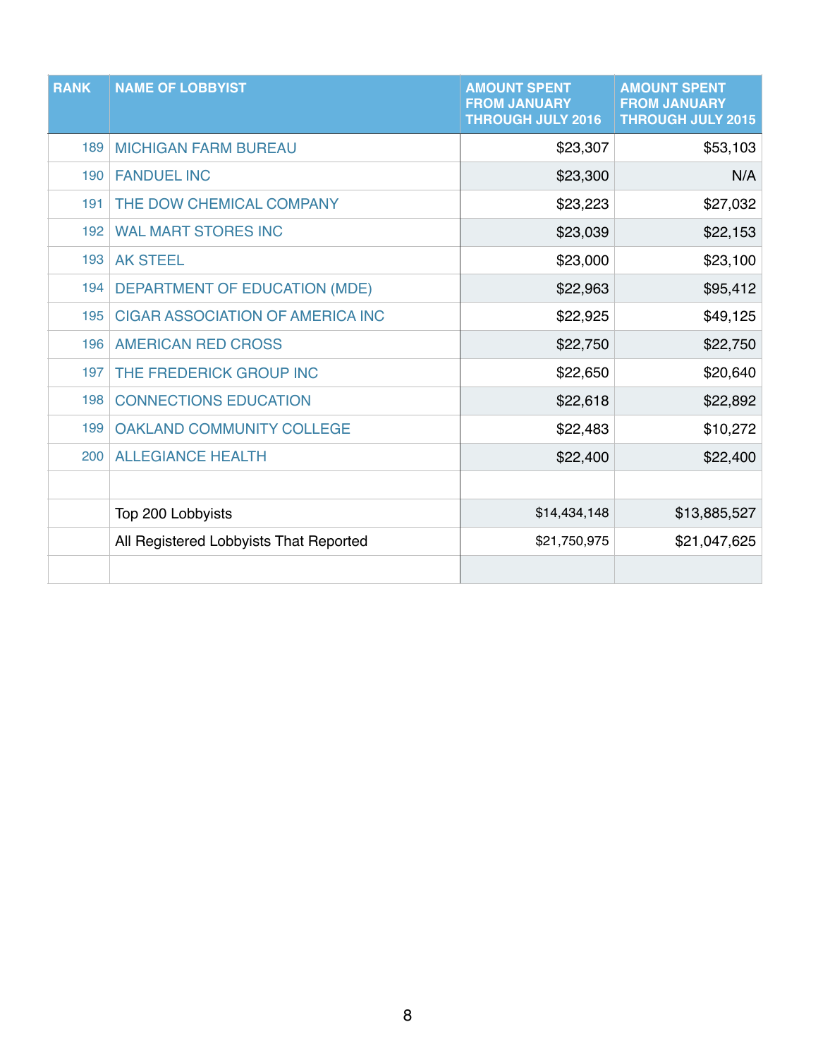| RANK | NAME OF LOBBYIST | AMOUNT SPENT FROM JANUARY THROUGH JULY 2016 | AMOUNT SPENT FROM JANUARY THROUGH JULY 2015 |
|---|---|---|---|
| 189 | MICHIGAN FARM BUREAU | $23,307 | $53,103 |
| 190 | FANDUEL INC | $23,300 | N/A |
| 191 | THE DOW CHEMICAL COMPANY | $23,223 | $27,032 |
| 192 | WAL MART STORES INC | $23,039 | $22,153 |
| 193 | AK STEEL | $23,000 | $23,100 |
| 194 | DEPARTMENT OF EDUCATION (MDE) | $22,963 | $95,412 |
| 195 | CIGAR ASSOCIATION OF AMERICA INC | $22,925 | $49,125 |
| 196 | AMERICAN RED CROSS | $22,750 | $22,750 |
| 197 | THE FREDERICK GROUP INC | $22,650 | $20,640 |
| 198 | CONNECTIONS EDUCATION | $22,618 | $22,892 |
| 199 | OAKLAND COMMUNITY COLLEGE | $22,483 | $10,272 |
| 200 | ALLEGIANCE HEALTH | $22,400 | $22,400 |
| | | | |
| | Top 200 Lobbyists | $14,434,148 | $13,885,527 |
| | All Registered Lobbyists That Reported | $21,750,975 | $21,047,625 |
| | | | |